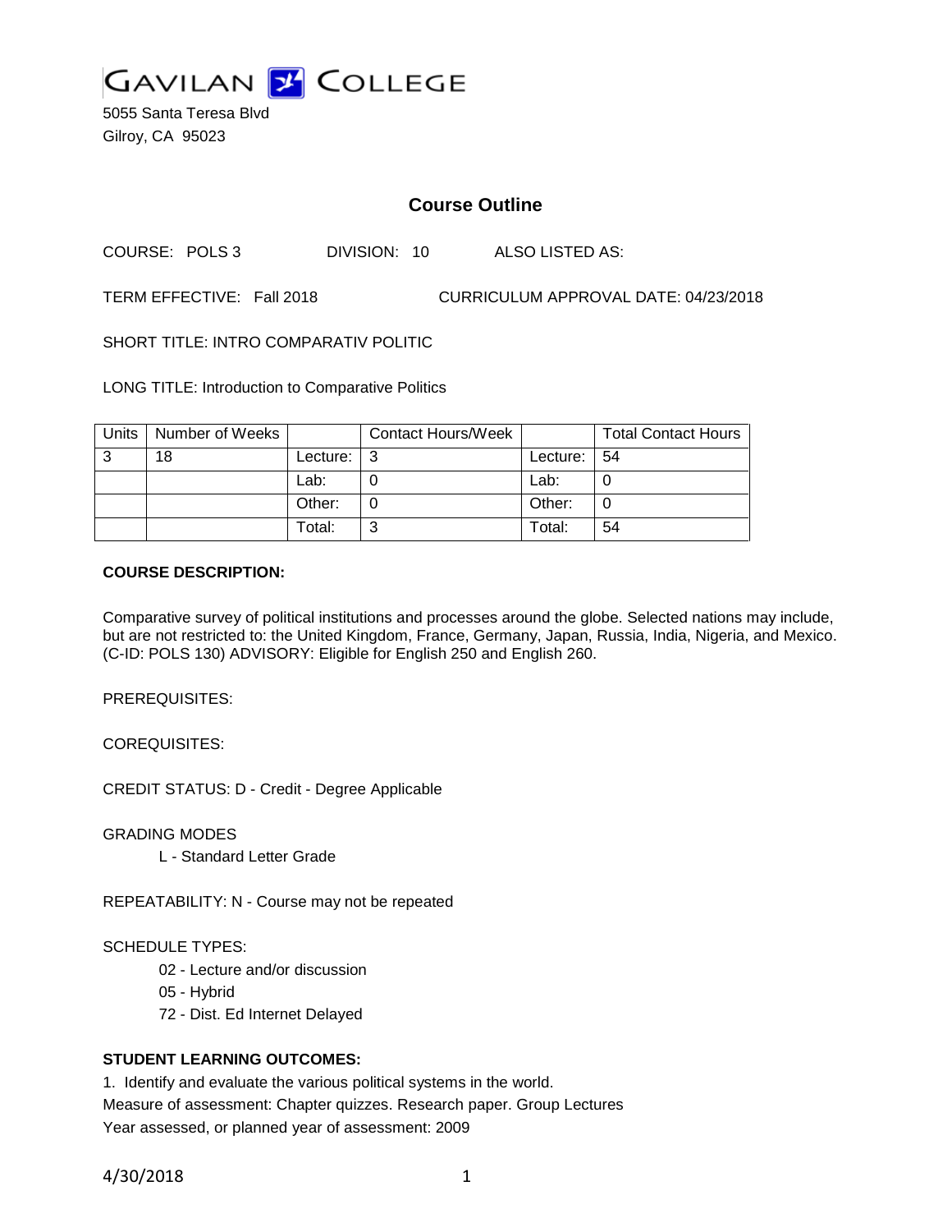# GAVILAN COLLEGE

5055 Santa Teresa Blvd
Gilroy, CA 95023

## Course Outline

COURSE: POLS 3 DIVISION: 10 ALSO LISTED AS:

TERM EFFECTIVE: Fall 2018 CURRICULUM APPROVAL DATE: 04/23/2018

SHORT TITLE: INTRO COMPARATIV POLITIC

LONG TITLE: Introduction to Comparative Politics

| Units | Number of Weeks | | Contact Hours/Week | | Total Contact Hours |
|---|---|---|---|---|---|
| 3 | 18 | Lecture: | 3 | Lecture: | 54 |
| | | Lab: | 0 | Lab: | 0 |
| | | Other: | 0 | Other: | 0 |
| | | Total: | 3 | Total: | 54 |

**COURSE DESCRIPTION:**

Comparative survey of political institutions and processes around the globe. Selected nations may include, but are not restricted to: the United Kingdom, France, Germany, Japan, Russia, India, Nigeria, and Mexico. (C-ID: POLS 130) ADVISORY: Eligible for English 250 and English 260.

PREREQUISITES:

COREQUISITES:

CREDIT STATUS: D - Credit - Degree Applicable

GRADING MODES

- L - Standard Letter Grade

REPEATABILITY: N - Course may not be repeated

SCHEDULE TYPES:

- 02 - Lecture and/or discussion
- 05 - Hybrid
- 72 - Dist. Ed Internet Delayed

**STUDENT LEARNING OUTCOMES:**

1. Identify and evaluate the various political systems in the world.
Measure of assessment: Chapter quizzes. Research paper. Group Lectures
Year assessed, or planned year of assessment: 2009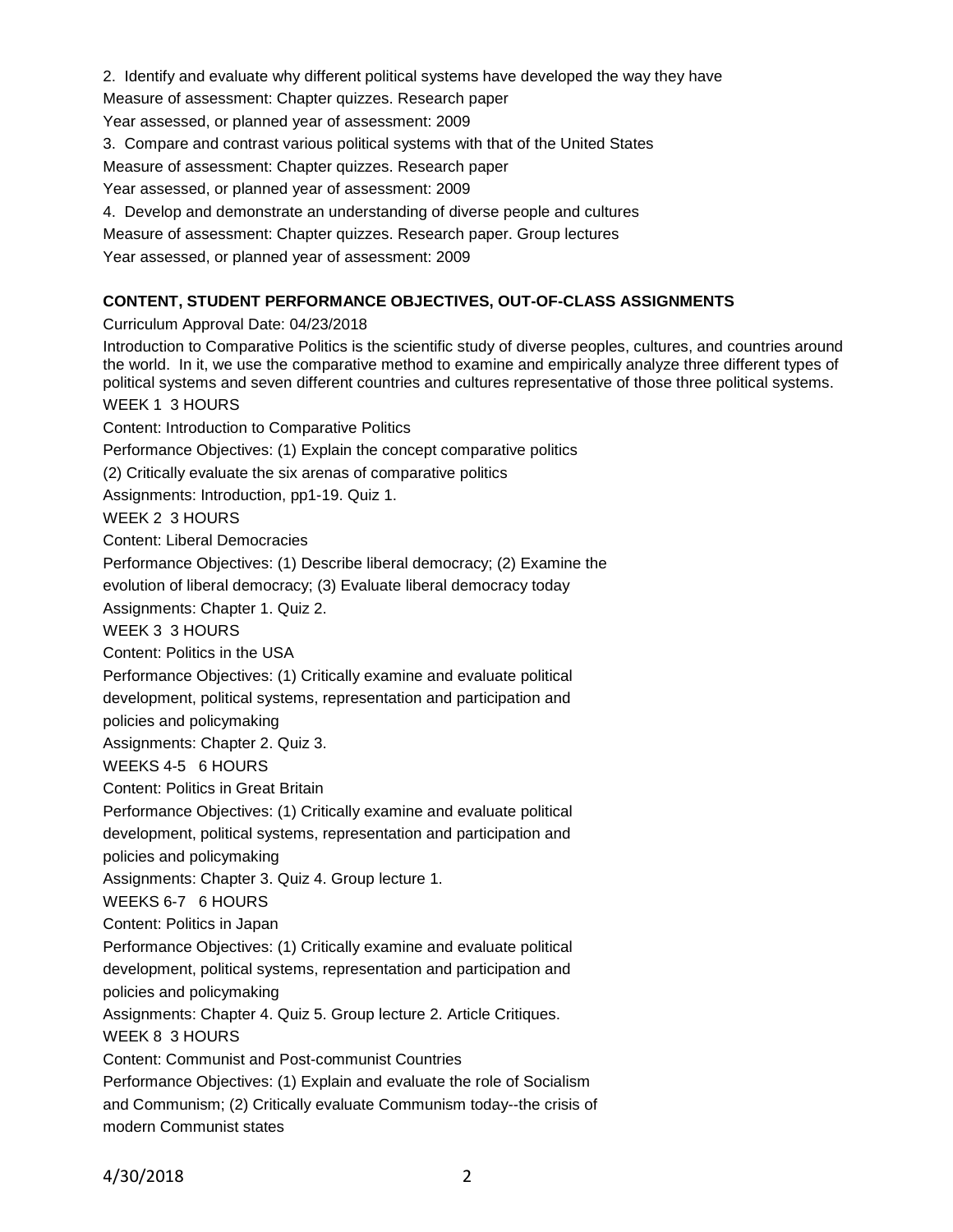2. Identify and evaluate why different political systems have developed the way they have

Measure of assessment: Chapter quizzes. Research paper

Year assessed, or planned year of assessment: 2009

3. Compare and contrast various political systems with that of the United States

Measure of assessment: Chapter quizzes. Research paper

Year assessed, or planned year of assessment: 2009

4. Develop and demonstrate an understanding of diverse people and cultures

Measure of assessment: Chapter quizzes. Research paper. Group lectures

Year assessed, or planned year of assessment: 2009

**CONTENT, STUDENT PERFORMANCE OBJECTIVES, OUT-OF-CLASS ASSIGNMENTS**

Curriculum Approval Date: 04/23/2018

Introduction to Comparative Politics is the scientific study of diverse peoples, cultures, and countries around the world. In it, we use the comparative method to examine and empirically analyze three different types of political systems and seven different countries and cultures representative of those three political systems.

WEEK 1 3 HOURS

Content: Introduction to Comparative Politics

Performance Objectives: (1) Explain the concept comparative politics

(2) Critically evaluate the six arenas of comparative politics

Assignments: Introduction, pp1-19. Quiz 1.

WEEK 2 3 HOURS

Content: Liberal Democracies

Performance Objectives: (1) Describe liberal democracy; (2) Examine the evolution of liberal democracy; (3) Evaluate liberal democracy today

Assignments: Chapter 1. Quiz 2.

WEEK 3 3 HOURS

Content: Politics in the USA

Performance Objectives: (1) Critically examine and evaluate political development, political systems, representation and participation and policies and policymaking

Assignments: Chapter 2. Quiz 3.

WEEKS 4-5 6 HOURS

Content: Politics in Great Britain

Performance Objectives: (1) Critically examine and evaluate political development, political systems, representation and participation and policies and policymaking

Assignments: Chapter 3. Quiz 4. Group lecture 1.

WEEKS 6-7 6 HOURS

Content: Politics in Japan

Performance Objectives: (1) Critically examine and evaluate political development, political systems, representation and participation and policies and policymaking

Assignments: Chapter 4. Quiz 5. Group lecture 2. Article Critiques.

WEEK 8 3 HOURS

Content: Communist and Post-communist Countries

Performance Objectives: (1) Explain and evaluate the role of Socialism and Communism; (2) Critically evaluate Communism today--the crisis of modern Communist states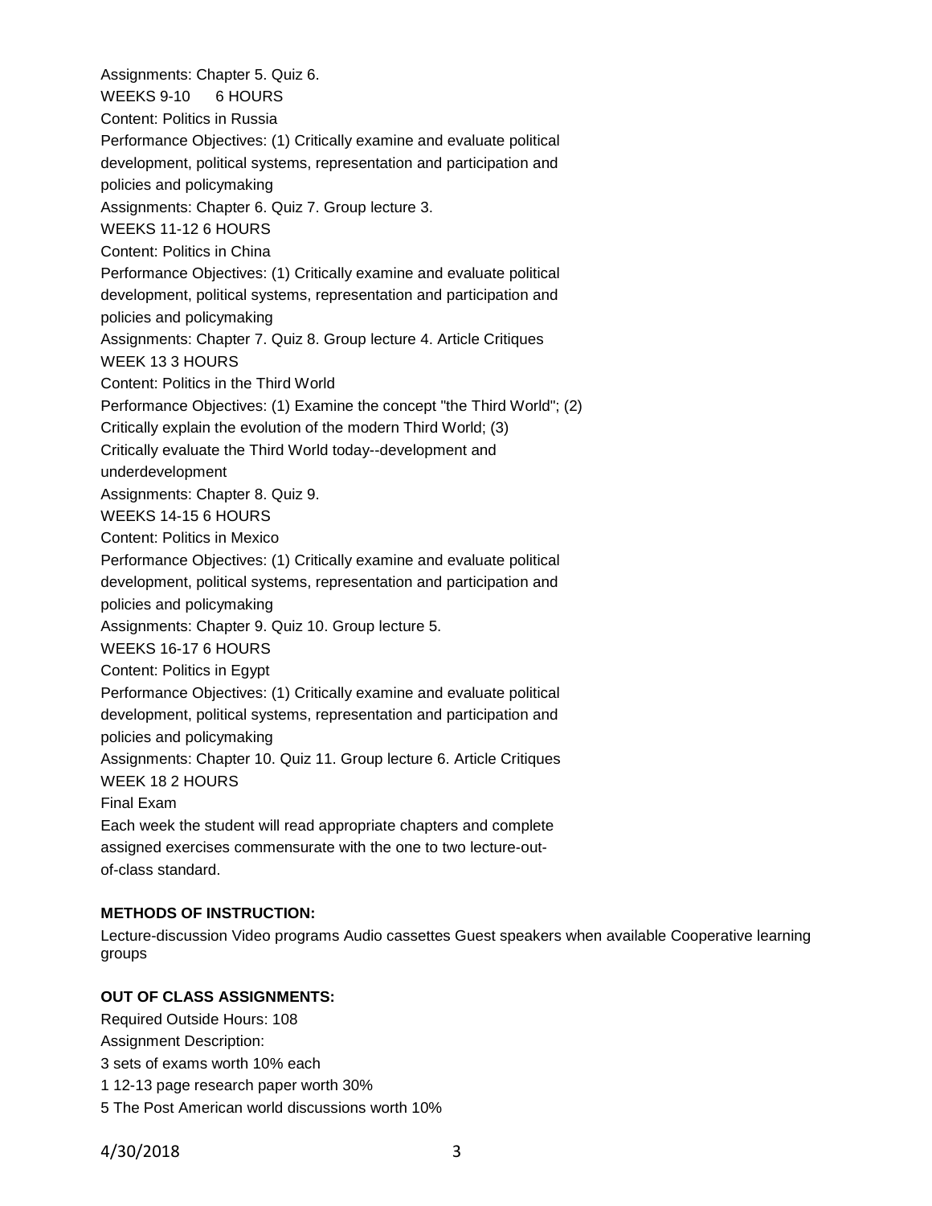Assignments: Chapter 5. Quiz 6.

WEEKS 9-10 6 HOURS

Content: Politics in Russia

Performance Objectives: (1) Critically examine and evaluate political development, political systems, representation and participation and policies and policymaking

Assignments: Chapter 6. Quiz 7. Group lecture 3.

WEEKS 11-12 6 HOURS

Content: Politics in China

Performance Objectives: (1) Critically examine and evaluate political development, political systems, representation and participation and policies and policymaking

Assignments: Chapter 7. Quiz 8. Group lecture 4. Article Critiques

WEEK 13 3 HOURS

Content: Politics in the Third World

Performance Objectives: (1) Examine the concept "the Third World"; (2) Critically explain the evolution of the modern Third World; (3) Critically evaluate the Third World today--development and underdevelopment

Assignments: Chapter 8. Quiz 9.

WEEKS 14-15 6 HOURS

Content: Politics in Mexico

Performance Objectives: (1) Critically examine and evaluate political development, political systems, representation and participation and policies and policymaking

Assignments: Chapter 9. Quiz 10. Group lecture 5.

WEEKS 16-17 6 HOURS

Content: Politics in Egypt

Performance Objectives: (1) Critically examine and evaluate political development, political systems, representation and participation and policies and policymaking

Assignments: Chapter 10. Quiz 11. Group lecture 6. Article Critiques

WEEK 18 2 HOURS

Final Exam

Each week the student will read appropriate chapters and complete assigned exercises commensurate with the one to two lecture-out-of-class standard.

**METHODS OF INSTRUCTION:**

Lecture-discussion Video programs Audio cassettes Guest speakers when available Cooperative learning groups

**OUT OF CLASS ASSIGNMENTS:**

Required Outside Hours: 108

Assignment Description:

3 sets of exams worth 10% each

1 12-13 page research paper worth 30%

5 The Post American world discussions worth 10%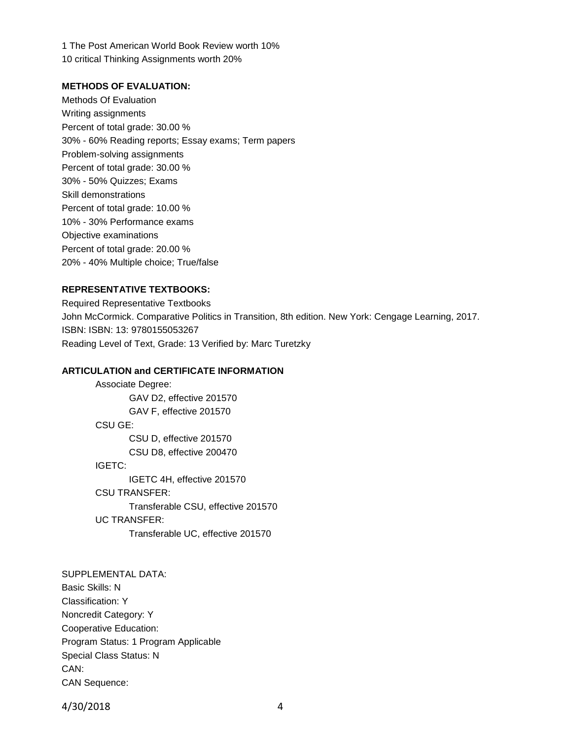1 The Post American World Book Review worth 10%
10 critical Thinking Assignments worth 20%

**METHODS OF EVALUATION:**

Methods Of Evaluation
Writing assignments
Percent of total grade: 30.00 %
30% - 60% Reading reports; Essay exams; Term papers
Problem-solving assignments
Percent of total grade: 30.00 %
30% - 50% Quizzes; Exams
Skill demonstrations
Percent of total grade: 10.00 %
10% - 30% Performance exams
Objective examinations
Percent of total grade: 20.00 %
20% - 40% Multiple choice; True/false

**REPRESENTATIVE TEXTBOOKS:**

Required Representative Textbooks
John McCormick. Comparative Politics in Transition, 8th edition. New York: Cengage Learning, 2017.
ISBN: ISBN: 13: 9780155053267
Reading Level of Text, Grade: 13 Verified by: Marc Turetzky

**ARTICULATION and CERTIFICATE INFORMATION**

- Associate Degree:
  - GAV D2, effective 201570
  - GAV F, effective 201570
- CSU GE:
  - CSU D, effective 201570
  - CSU D8, effective 200470
- IGETC:
  - IGETC 4H, effective 201570
- CSU TRANSFER:
  - Transferable CSU, effective 201570
- UC TRANSFER:
  - Transferable UC, effective 201570

SUPPLEMENTAL DATA:
Basic Skills: N
Classification: Y
Noncredit Category: Y
Cooperative Education:
Program Status: 1 Program Applicable
Special Class Status: N
CAN:
CAN Sequence: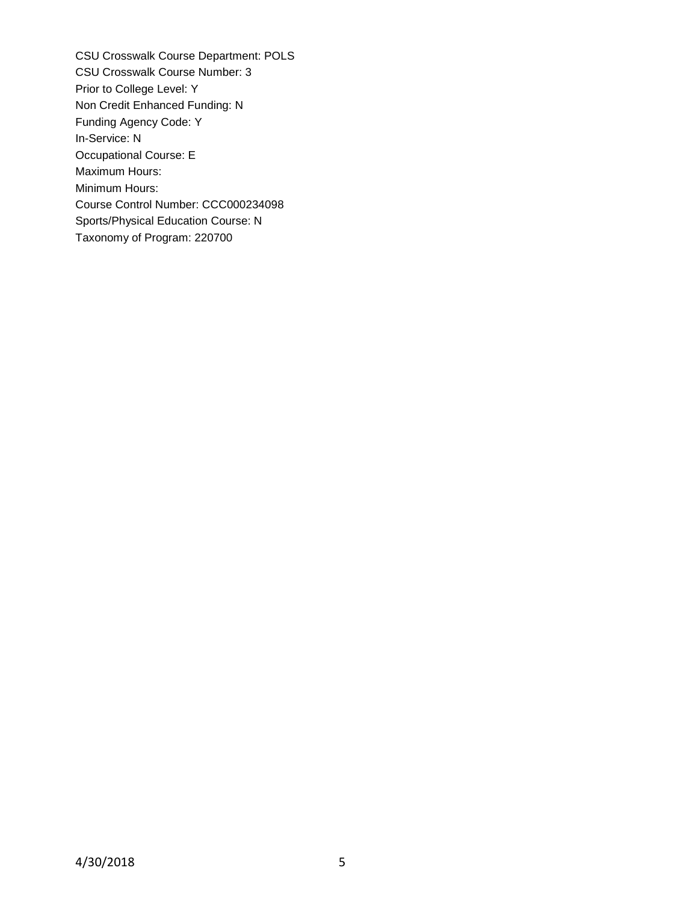CSU Crosswalk Course Department: POLS
CSU Crosswalk Course Number: 3
Prior to College Level: Y
Non Credit Enhanced Funding: N
Funding Agency Code: Y
In-Service: N
Occupational Course: E
Maximum Hours:
Minimum Hours:
Course Control Number: CCC000234098
Sports/Physical Education Course: N
Taxonomy of Program: 220700